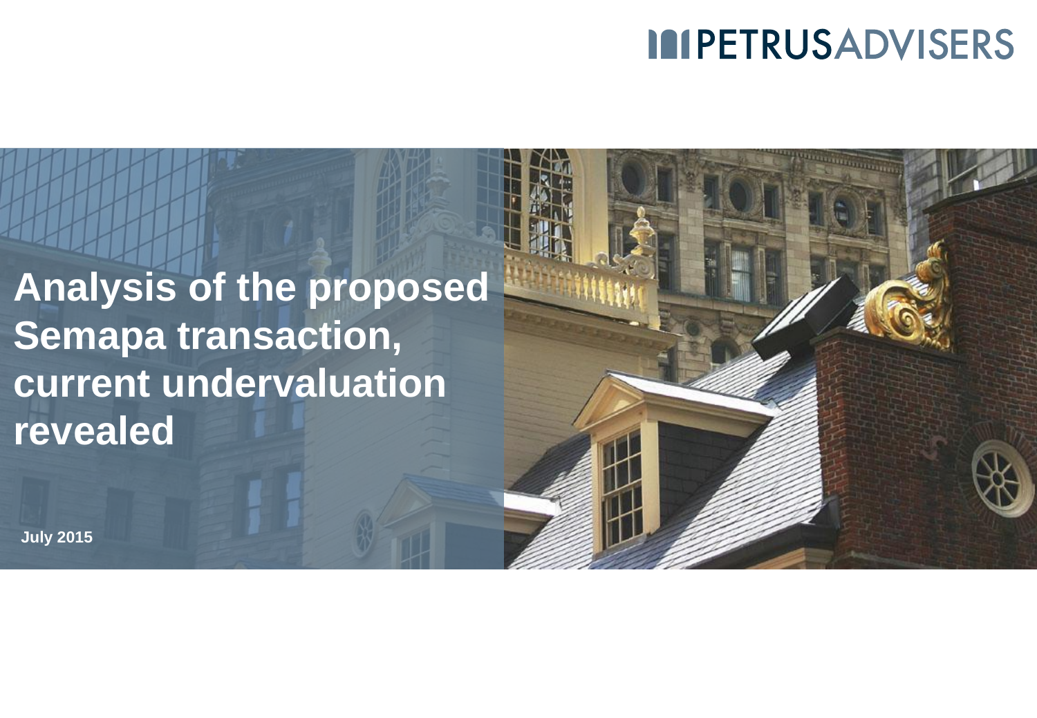PETRUSADVISERS

# Analysis of the proposed Semapa transaction, current undervaluation revealed

July 2015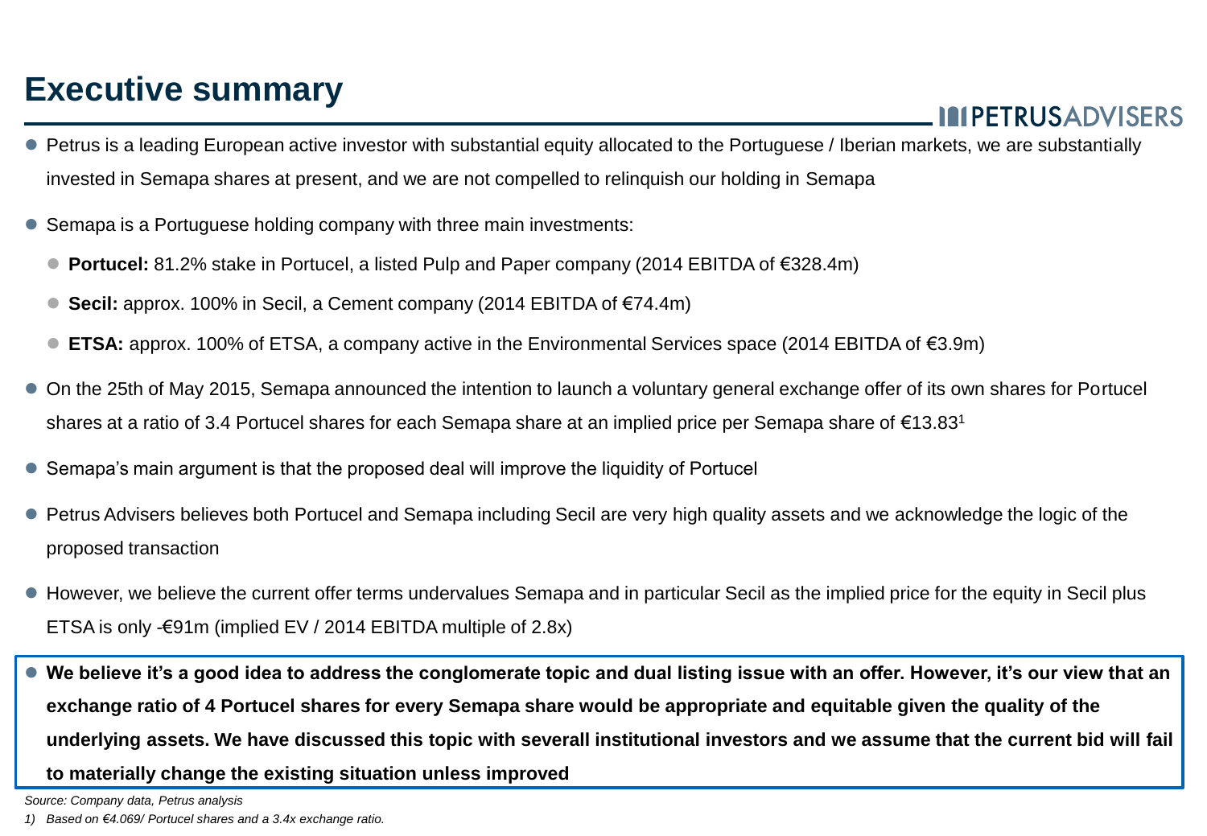# Executive summary

- Petrus is a leading European active investor with substantial equity allocated to the Portuguese / Iberian markets, we are substantially invested in Semapa shares at present, and we are not compelled to relinquish our holding in Semapa
- Semapa is a Portuguese holding company with three main investments:
  - **Portucel:** 81.2% stake in Portucel, a listed Pulp and Paper company (2014 EBITDA of €328.4m)
  - **Secil:** approx. 100% in Secil, a Cement company (2014 EBITDA of €74.4m)
  - **ETSA:** approx. 100% of ETSA, a company active in the Environmental Services space (2014 EBITDA of €3.9m)
- On the 25th of May 2015, Semapa announced the intention to launch a voluntary general exchange offer of its own shares for Portucel shares at a ratio of 3.4 Portucel shares for each Semapa share at an implied price per Semapa share of €13.83[1]
- Semapa's main argument is that the proposed deal will improve the liquidity of Portucel
- Petrus Advisers believes both Portucel and Semapa including Secil are very high quality assets and we acknowledge the logic of the proposed transaction
- However, we believe the current offer terms undervalues Semapa and in particular Secil as the implied price for the equity in Secil plus ETSA is only -€91m (implied EV / 2014 EBITDA multiple of 2.8x)
- **We believe it's a good idea to address the conglomerate topic and dual listing issue with an offer. However, it's our view that an exchange ratio of 4 Portucel shares for every Semapa share would be appropriate and equitable given the quality of the underlying assets. We have discussed this topic with severall institutional investors and we assume that the current bid will fail to materially change the existing situation unless improved**

*Source: Company data, Petrus analysis*

*1) Based on €4.069/ Portucel shares and a 3.4x exchange ratio.*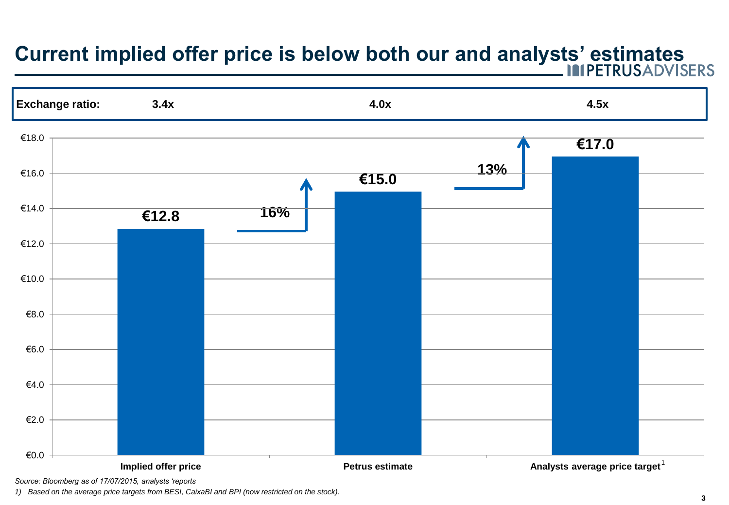# Current implied offer price is below both our and analysts' estimates

| Exchange ratio: | 3.4x | 4.0x | 4.5x |
|---|---|---|---|

| | Implied offer price | Petrus estimate | Analysts average price target[1] |
|---|---|---|---|
| Price | €12.8 | €15.0 | €17.0 |
| Upside vs. previous | | 16% | 13% |

*Source: Bloomberg as of 17/07/2015, analysts 'reports*

*1) Based on the average price targets from BESI, CaixaBI and BPI (now restricted on the stock).*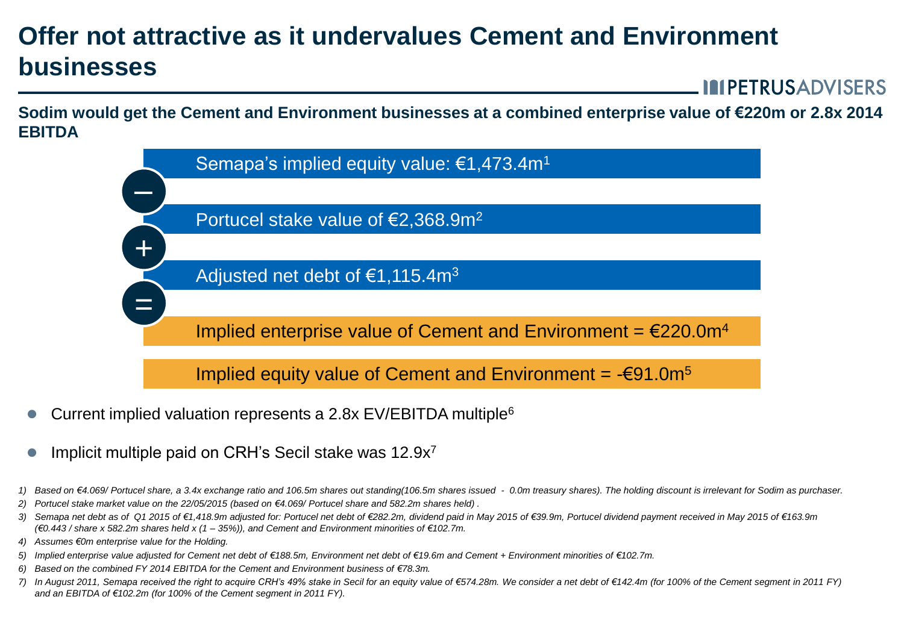# Offer not attractive as it undervalues Cement and Environment businesses

**Sodim would get the Cement and Environment businesses at a combined enterprise value of €220m or 2.8x 2014 EBITDA**

Semapa's implied equity value: €1,473.4m[1]

–

Portucel stake value of €2,368.9m[2]

+

Adjusted net debt of €1,115.4m[3]

=

Implied enterprise value of Cement and Environment = €220.0m[4]

Implied equity value of Cement and Environment = -€91.0m[5]

- Current implied valuation represents a 2.8x EV/EBITDA multiple[6]
- Implicit multiple paid on CRH's Secil stake was 12.9x[7]

*1) Based on €4.069/ Portucel share, a 3.4x exchange ratio and 106.5m shares out standing(106.5m shares issued - 0.0m treasury shares). The holding discount is irrelevant for Sodim as purchaser.*

*2) Portucel stake market value on the 22/05/2015 (based on €4.069/ Portucel share and 582.2m shares held) .*

*3) Semapa net debt as of Q1 2015 of €1,418.9m adjusted for: Portucel net debt of €282.2m, dividend paid in May 2015 of €39.9m, Portucel dividend payment received in May 2015 of €163.9m (€0.443 / share x 582.2m shares held x (1 – 35%)), and Cement and Environment minorities of €102.7m.*

*4) Assumes €0m enterprise value for the Holding.*

*5) Implied enterprise value adjusted for Cement net debt of €188.5m, Environment net debt of €19.6m and Cement + Environment minorities of €102.7m.*

*6) Based on the combined FY 2014 EBITDA for the Cement and Environment business of €78.3m.*

*7) In August 2011, Semapa received the right to acquire CRH's 49% stake in Secil for an equity value of €574.28m. We consider a net debt of €142.4m (for 100% of the Cement segment in 2011 FY) and an EBITDA of €102.2m (for 100% of the Cement segment in 2011 FY).*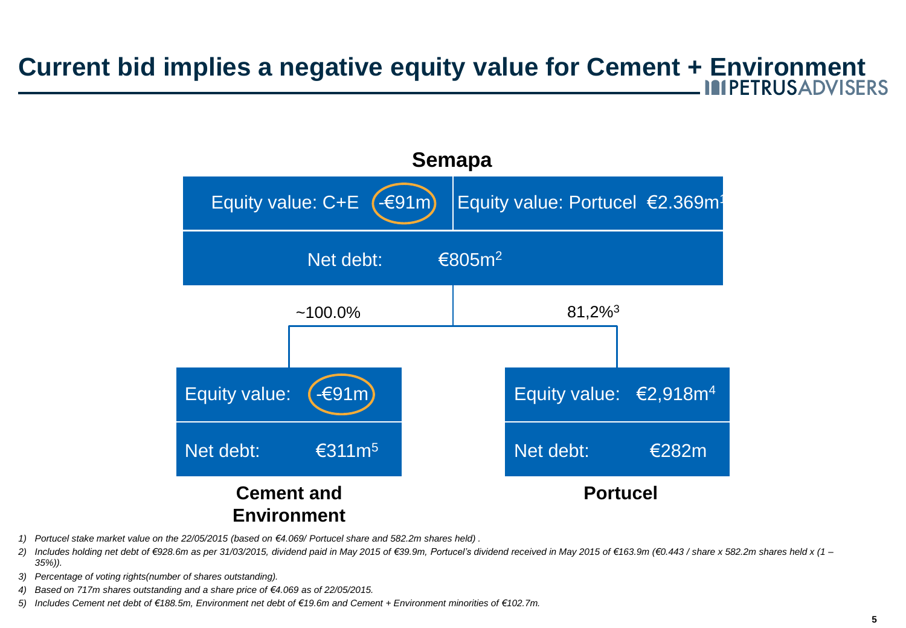# Current bid implies a negative equity value for Cement + Environment

PETRUSADVISERS

**Semapa**

Equity value: C+E -€91m | Equity value: Portucel €2.369m[1]

Net debt: €805m[2]

~100.0%

81,2%[3]

Equity value: -€91m

Net debt: €311m[5]

**Cement and Environment**

Equity value: €2,918m[4]

Net debt: €282m

**Portucel**

1) *Portucel stake market value on the 22/05/2015 (based on €4.069/ Portucel share and 582.2m shares held) .*

2) *Includes holding net debt of €928.6m as per 31/03/2015, dividend paid in May 2015 of €39.9m, Portucel's dividend received in May 2015 of €163.9m (€0.443 / share x 582.2m shares held x (1 – 35%)).*

3) *Percentage of voting rights(number of shares outstanding).*

4) *Based on 717m shares outstanding and a share price of €4.069 as of 22/05/2015.*

5) *Includes Cement net debt of €188.5m, Environment net debt of €19.6m and Cement + Environment minorities of €102.7m.*